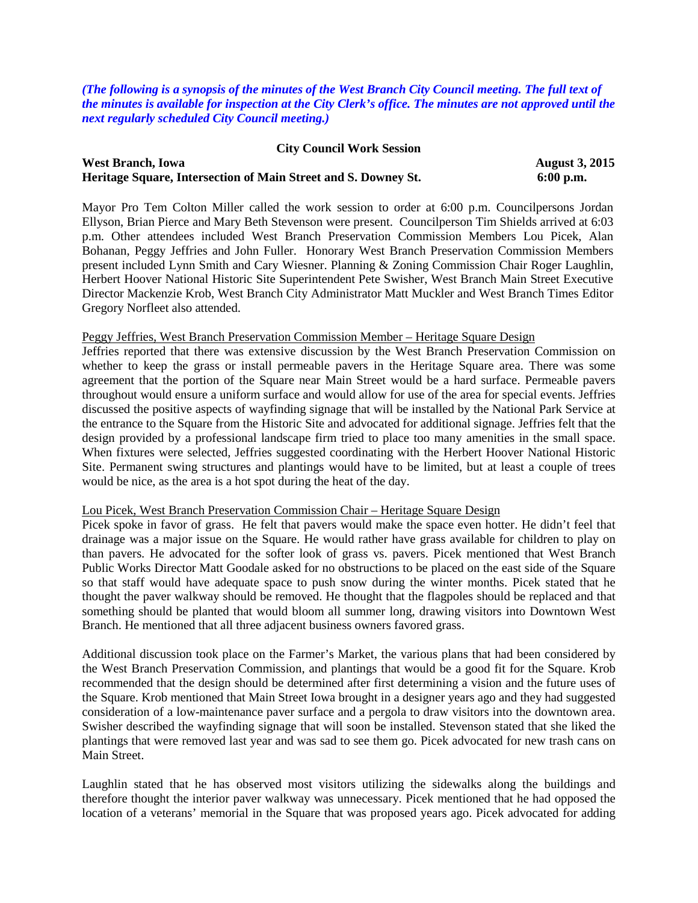*(The following is a synopsis of the minutes of the West Branch City Council meeting. The full text of the minutes is available for inspection at the City Clerk's office. The minutes are not approved until the next regularly scheduled City Council meeting.)*

**City Council Work Session**

**West Branch, Iowa** **August 3, 2015**
**Heritage Square, Intersection of Main Street and S. Downey St.** **6:00 p.m.**

Mayor Pro Tem Colton Miller called the work session to order at 6:00 p.m. Councilpersons Jordan Ellyson, Brian Pierce and Mary Beth Stevenson were present. Councilperson Tim Shields arrived at 6:03 p.m. Other attendees included West Branch Preservation Commission Members Lou Picek, Alan Bohanan, Peggy Jeffries and John Fuller. Honorary West Branch Preservation Commission Members present included Lynn Smith and Cary Wiesner. Planning & Zoning Commission Chair Roger Laughlin, Herbert Hoover National Historic Site Superintendent Pete Swisher, West Branch Main Street Executive Director Mackenzie Krob, West Branch City Administrator Matt Muckler and West Branch Times Editor Gregory Norfleet also attended.

Peggy Jeffries, West Branch Preservation Commission Member – Heritage Square Design

Jeffries reported that there was extensive discussion by the West Branch Preservation Commission on whether to keep the grass or install permeable pavers in the Heritage Square area. There was some agreement that the portion of the Square near Main Street would be a hard surface. Permeable pavers throughout would ensure a uniform surface and would allow for use of the area for special events. Jeffries discussed the positive aspects of wayfinding signage that will be installed by the National Park Service at the entrance to the Square from the Historic Site and advocated for additional signage. Jeffries felt that the design provided by a professional landscape firm tried to place too many amenities in the small space. When fixtures were selected, Jeffries suggested coordinating with the Herbert Hoover National Historic Site. Permanent swing structures and plantings would have to be limited, but at least a couple of trees would be nice, as the area is a hot spot during the heat of the day.

Lou Picek, West Branch Preservation Commission Chair – Heritage Square Design

Picek spoke in favor of grass. He felt that pavers would make the space even hotter. He didn't feel that drainage was a major issue on the Square. He would rather have grass available for children to play on than pavers. He advocated for the softer look of grass vs. pavers. Picek mentioned that West Branch Public Works Director Matt Goodale asked for no obstructions to be placed on the east side of the Square so that staff would have adequate space to push snow during the winter months. Picek stated that he thought the paver walkway should be removed. He thought that the flagpoles should be replaced and that something should be planted that would bloom all summer long, drawing visitors into Downtown West Branch. He mentioned that all three adjacent business owners favored grass.

Additional discussion took place on the Farmer's Market, the various plans that had been considered by the West Branch Preservation Commission, and plantings that would be a good fit for the Square. Krob recommended that the design should be determined after first determining a vision and the future uses of the Square. Krob mentioned that Main Street Iowa brought in a designer years ago and they had suggested consideration of a low-maintenance paver surface and a pergola to draw visitors into the downtown area. Swisher described the wayfinding signage that will soon be installed. Stevenson stated that she liked the plantings that were removed last year and was sad to see them go. Picek advocated for new trash cans on Main Street.

Laughlin stated that he has observed most visitors utilizing the sidewalks along the buildings and therefore thought the interior paver walkway was unnecessary. Picek mentioned that he had opposed the location of a veterans' memorial in the Square that was proposed years ago. Picek advocated for adding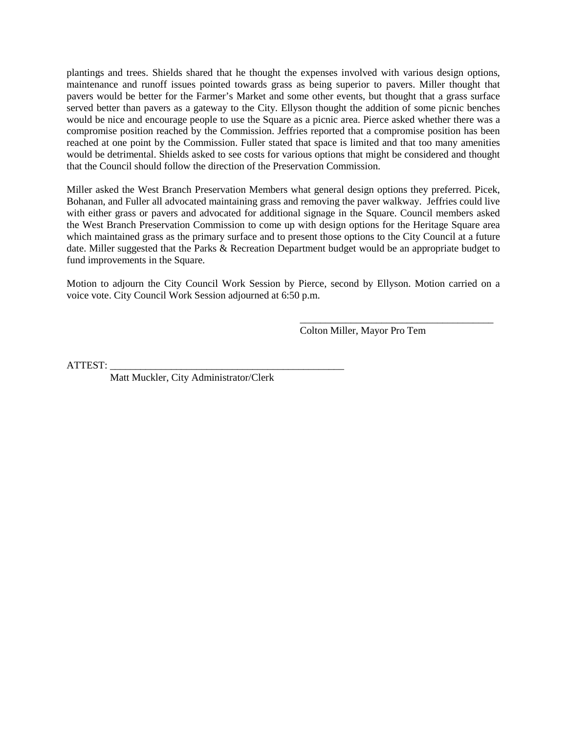plantings and trees. Shields shared that he thought the expenses involved with various design options, maintenance and runoff issues pointed towards grass as being superior to pavers. Miller thought that pavers would be better for the Farmer's Market and some other events, but thought that a grass surface served better than pavers as a gateway to the City. Ellyson thought the addition of some picnic benches would be nice and encourage people to use the Square as a picnic area. Pierce asked whether there was a compromise position reached by the Commission. Jeffries reported that a compromise position has been reached at one point by the Commission. Fuller stated that space is limited and that too many amenities would be detrimental. Shields asked to see costs for various options that might be considered and thought that the Council should follow the direction of the Preservation Commission.

Miller asked the West Branch Preservation Members what general design options they preferred. Picek, Bohanan, and Fuller all advocated maintaining grass and removing the paver walkway. Jeffries could live with either grass or pavers and advocated for additional signage in the Square. Council members asked the West Branch Preservation Commission to come up with design options for the Heritage Square area which maintained grass as the primary surface and to present those options to the City Council at a future date. Miller suggested that the Parks & Recreation Department budget would be an appropriate budget to fund improvements in the Square.

Motion to adjourn the City Council Work Session by Pierce, second by Ellyson. Motion carried on a voice vote. City Council Work Session adjourned at 6:50 p.m.

\_\_\_\_\_\_\_\_\_\_\_\_\_\_\_\_\_\_\_\_\_\_\_\_\_\_\_\_\_\_\_\_\_\_\_\_\_\_\_\_

Colton Miller, Mayor Pro Tem

ATTEST: \_\_\_\_\_\_\_\_\_\_\_\_\_\_\_\_\_\_\_\_\_\_\_\_\_\_\_\_\_\_\_\_\_\_\_\_\_\_\_\_\_\_\_\_\_\_\_\_

Matt Muckler, City Administrator/Clerk